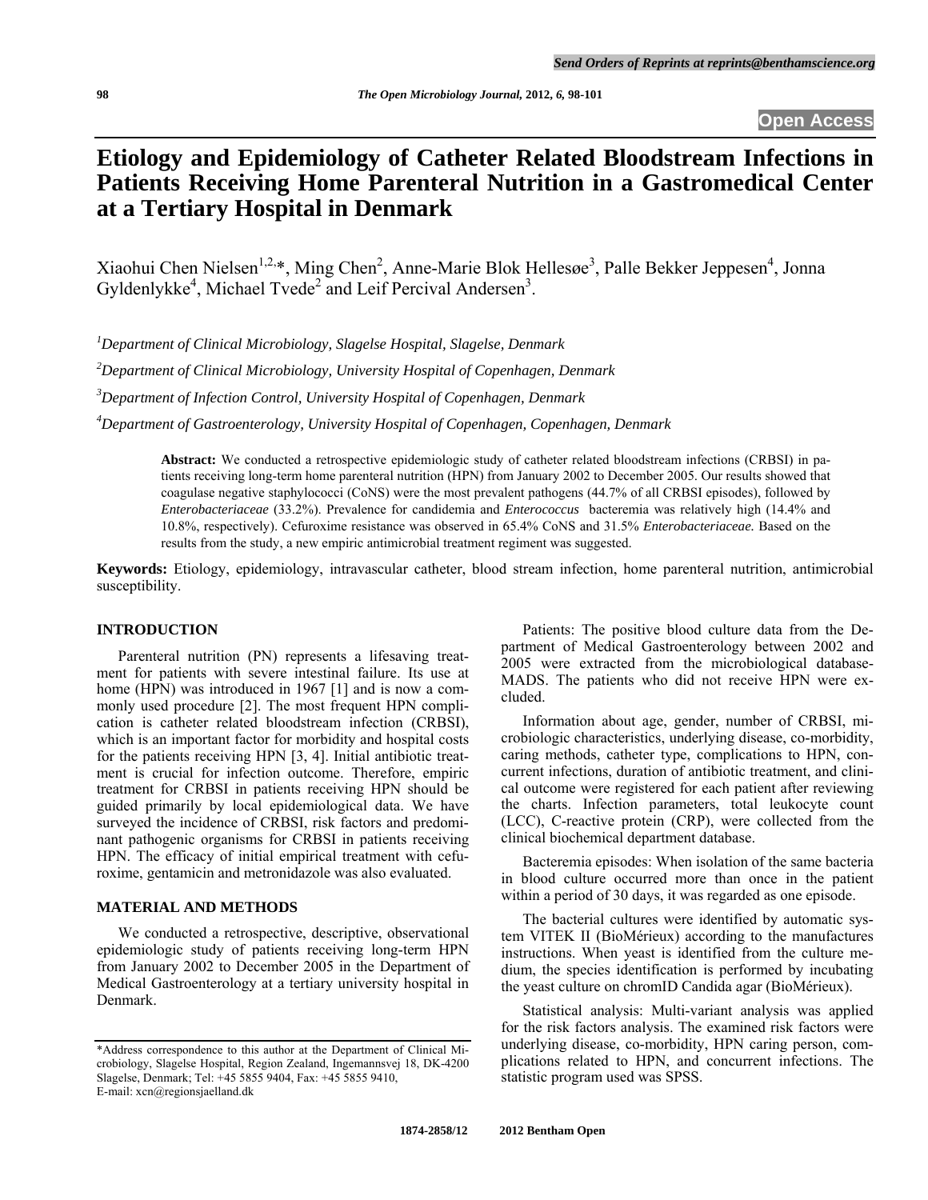# Etiology and Epidemiology of Catheter Related Bloodstream Infections in Patients Receiving Home Parenteral Nutrition in a Gastromedical Center at a Tertiary Hospital in Denmark

Xiaohui Chen Nielsen[1,2,*], Ming Chen[2], Anne-Marie Blok Hellesøe[3], Palle Bekker Jeppesen[4], Jonna Gyldenlykke[4], Michael Tvede[2] and Leif Percival Andersen[3].

[1]*Department of Clinical Microbiology, Slagelse Hospital, Slagelse, Denmark*

[2]*Department of Clinical Microbiology, University Hospital of Copenhagen, Denmark*

[3]*Department of Infection Control, University Hospital of Copenhagen, Denmark*

[4]*Department of Gastroenterology, University Hospital of Copenhagen, Copenhagen, Denmark*

**Abstract:** We conducted a retrospective epidemiologic study of catheter related bloodstream infections (CRBSI) in patients receiving long-term home parenteral nutrition (HPN) from January 2002 to December 2005. Our results showed that coagulase negative staphylococci (CoNS) were the most prevalent pathogens (44.7% of all CRBSI episodes), followed by *Enterobacteriaceae* (33.2%). Prevalence for candidemia and *Enterococcus* bacteremia was relatively high (14.4% and 10.8%, respectively). Cefuroxime resistance was observed in 65.4% CoNS and 31.5% *Enterobacteriaceae.* Based on the results from the study, a new empiric antimicrobial treatment regiment was suggested.

**Keywords:** Etiology, epidemiology, intravascular catheter, blood stream infection, home parenteral nutrition, antimicrobial susceptibility.

## INTRODUCTION

Parenteral nutrition (PN) represents a lifesaving treatment for patients with severe intestinal failure. Its use at home (HPN) was introduced in 1967 [1] and is now a commonly used procedure [2]. The most frequent HPN complication is catheter related bloodstream infection (CRBSI), which is an important factor for morbidity and hospital costs for the patients receiving HPN [3, 4]. Initial antibiotic treatment is crucial for infection outcome. Therefore, empiric treatment for CRBSI in patients receiving HPN should be guided primarily by local epidemiological data. We have surveyed the incidence of CRBSI, risk factors and predominant pathogenic organisms for CRBSI in patients receiving HPN. The efficacy of initial empirical treatment with cefuroxime, gentamicin and metronidazole was also evaluated.

## MATERIAL AND METHODS

We conducted a retrospective, descriptive, observational epidemiologic study of patients receiving long-term HPN from January 2002 to December 2005 in the Department of Medical Gastroenterology at a tertiary university hospital in Denmark.

Patients: The positive blood culture data from the Department of Medical Gastroenterology between 2002 and 2005 were extracted from the microbiological database-MADS. The patients who did not receive HPN were excluded.

Information about age, gender, number of CRBSI, microbiologic characteristics, underlying disease, co-morbidity, caring methods, catheter type, complications to HPN, concurrent infections, duration of antibiotic treatment, and clinical outcome were registered for each patient after reviewing the charts. Infection parameters, total leukocyte count (LCC), C-reactive protein (CRP), were collected from the clinical biochemical department database.

Bacteremia episodes: When isolation of the same bacteria in blood culture occurred more than once in the patient within a period of 30 days, it was regarded as one episode.

The bacterial cultures were identified by automatic system VITEK II (BioMérieux) according to the manufactures instructions. When yeast is identified from the culture medium, the species identification is performed by incubating the yeast culture on chromID Candida agar (BioMérieux).

Statistical analysis: Multi-variant analysis was applied for the risk factors analysis. The examined risk factors were underlying disease, co-morbidity, HPN caring person, complications related to HPN, and concurrent infections. The statistic program used was SPSS.

*Address correspondence to this author at the Department of Clinical Microbiology, Slagelse Hospital, Region Zealand, Ingemannsvej 18, DK-4200 Slagelse, Denmark; Tel: +45 5855 9404, Fax: +45 5855 9410, E-mail: xcn@regionsjaelland.dk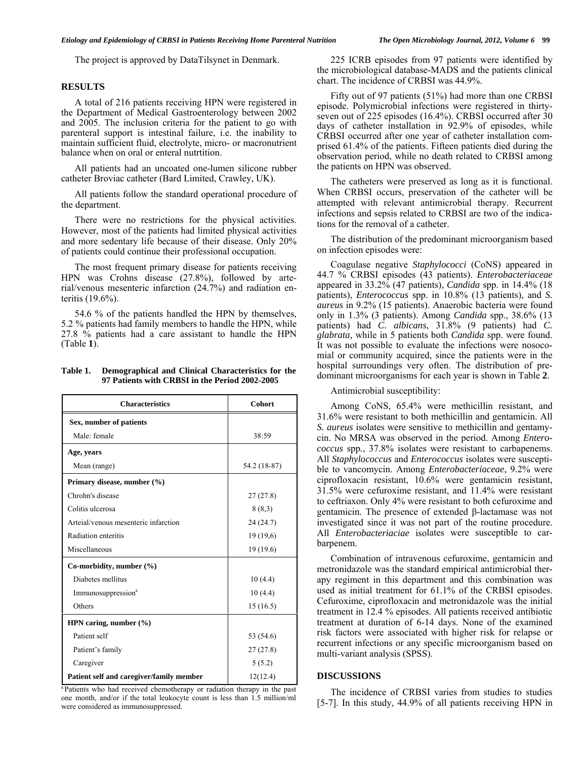The project is approved by DataTilsynet in Denmark.

## RESULTS

A total of 216 patients receiving HPN were registered in the Department of Medical Gastroenterology between 2002 and 2005. The inclusion criteria for the patient to go with parenteral support is intestinal failure, i.e. the inability to maintain sufficient fluid, electrolyte, micro- or macronutrient balance when on oral or enteral nutrtition.

All patients had an uncoated one-lumen silicone rubber catheter Broviac catheter (Bard Limited, Crawley, UK).

All patients follow the standard operational procedure of the department.

There were no restrictions for the physical activities. However, most of the patients had limited physical activities and more sedentary life because of their disease. Only 20% of patients could continue their professional occupation.

The most frequent primary disease for patients receiving HPN was Crohns disease (27.8%), followed by arterial/venous mesenteric infarction (24.7%) and radiation enteritis (19.6%).

54.6 % of the patients handled the HPN by themselves, 5.2 % patients had family members to handle the HPN, while 27.8 % patients had a care assistant to handle the HPN (Table **1**).

**Table 1. Demographical and Clinical Characteristics for the 97 Patients with CRBSI in the Period 2002-2005**

| Characteristics | Cohort |
|---|---|
| **Sex, number of patients** | |
| Male: female | 38:59 |
| **Age, years** | |
| Mean (range) | 54.2 (18-87) |
| **Primary disease, number (%)** | |
| Chrohn's disease | 27 (27.8) |
| Colitis ulcerosa | 8 (8,3) |
| Arteial/venous mesenteric infarction | 24 (24.7) |
| Radiation enteritis | 19 (19,6) |
| Miscellaneous | 19 (19.6) |
| **Co-morbidity, number (%)** | |
| Diabetes mellitus | 10 (4.4) |
| Immunosuppression[a] | 10 (4.4) |
| Others | 15 (16.5) |
| **HPN caring, number (%)** | |
| Patient self | 53 (54.6) |
| Patient's family | 27 (27.8) |
| Caregiver | 5 (5.2) |
| **Patient self and caregiver/family member** | 12(12.4) |

[a] Patients who had received chemotherapy or radiation therapy in the past one month, and/or if the total leukocyte count is less than 1.5 million/ml were considered as immunosuppressed.

225 ICRB episodes from 97 patients were identified by the microbiological database-MADS and the patients clinical chart. The incidence of CRBSI was 44.9%.

Fifty out of 97 patients (51%) had more than one CRBSI episode. Polymicrobial infections were registered in thirty-seven out of 225 episodes (16.4%). CRBSI occurred after 30 days of catheter installation in 92.9% of episodes, while CRBSI occurred after one year of catheter installation comprised 61.4% of the patients. Fifteen patients died during the observation period, while no death related to CRBSI among the patients on HPN was observed.

The catheters were preserved as long as it is functional. When CRBSI occurs, preservation of the catheter will be attempted with relevant antimicrobial therapy. Recurrent infections and sepsis related to CRBSI are two of the indications for the removal of a catheter.

The distribution of the predominant microorganism based on infection episodes were:

Coagulase negative *Staphylococci* (CoNS) appeared in 44.7 % CRBSI episodes (43 patients). *Enterobacteriaceae* appeared in 33.2% (47 patients), *Candida* spp. in 14.4% (18 patients), *Enterococcus* spp. in 10.8% (13 patients), and *S. aureus* in 9.2% (15 patients). Anaerobic bacteria were found only in 1.3% (3 patients). Among *Candida* spp., 38.6% (13 patients) had *C. albicans*, 31.8% (9 patients) had *C. glabrata,* while in 5 patients both *Candida* spp. were found. It was not possible to evaluate the infections were nosocomial or community acquired, since the patients were in the hospital surroundings very often. The distribution of predominant microorganisms for each year is shown in Table **2**.

Antimicrobial susceptibility:

Among CoNS, 65.4% were methicillin resistant, and 31.6% were resistant to both methicillin and gentamicin. All *S. aureus* isolates were sensitive to methicillin and gentamycin. No MRSA was observed in the period. Among *Enterococcus* spp., 37.8% isolates were resistant to carbapenems. All *Staphylococcus* and *Enterococcus* isolates were susceptible to vancomycin. Among *Enterobacteriaceae*, 9.2% were ciprofloxacin resistant, 10.6% were gentamicin resistant, 31.5% were cefuroxime resistant, and 11.4% were resistant to ceftriaxon. Only 4% were resistant to both cefuroxime and gentamicin. The presence of extended β-lactamase was not investigated since it was not part of the routine procedure. All *Enterobacteriaciae* isolates were susceptible to carbarpenem.

Combination of intravenous cefuroxime, gentamicin and metronidazole was the standard empirical antimicrobial therapy regimen in this department and this combination was used as initial treatment for 61.1% of the CRBSI episodes. Cefuroxime, ciprofloxacin and metronidazole was the initial treatment in 12.4 % episodes. All patients received antibiotic treatment at duration of 6-14 days. None of the examined risk factors were associated with higher risk for relapse or recurrent infections or any specific microorganism based on multi-variant analysis (SPSS).

## DISCUSSIONS

The incidence of CRBSI varies from studies to studies [5-7]. In this study, 44.9% of all patients receiving HPN in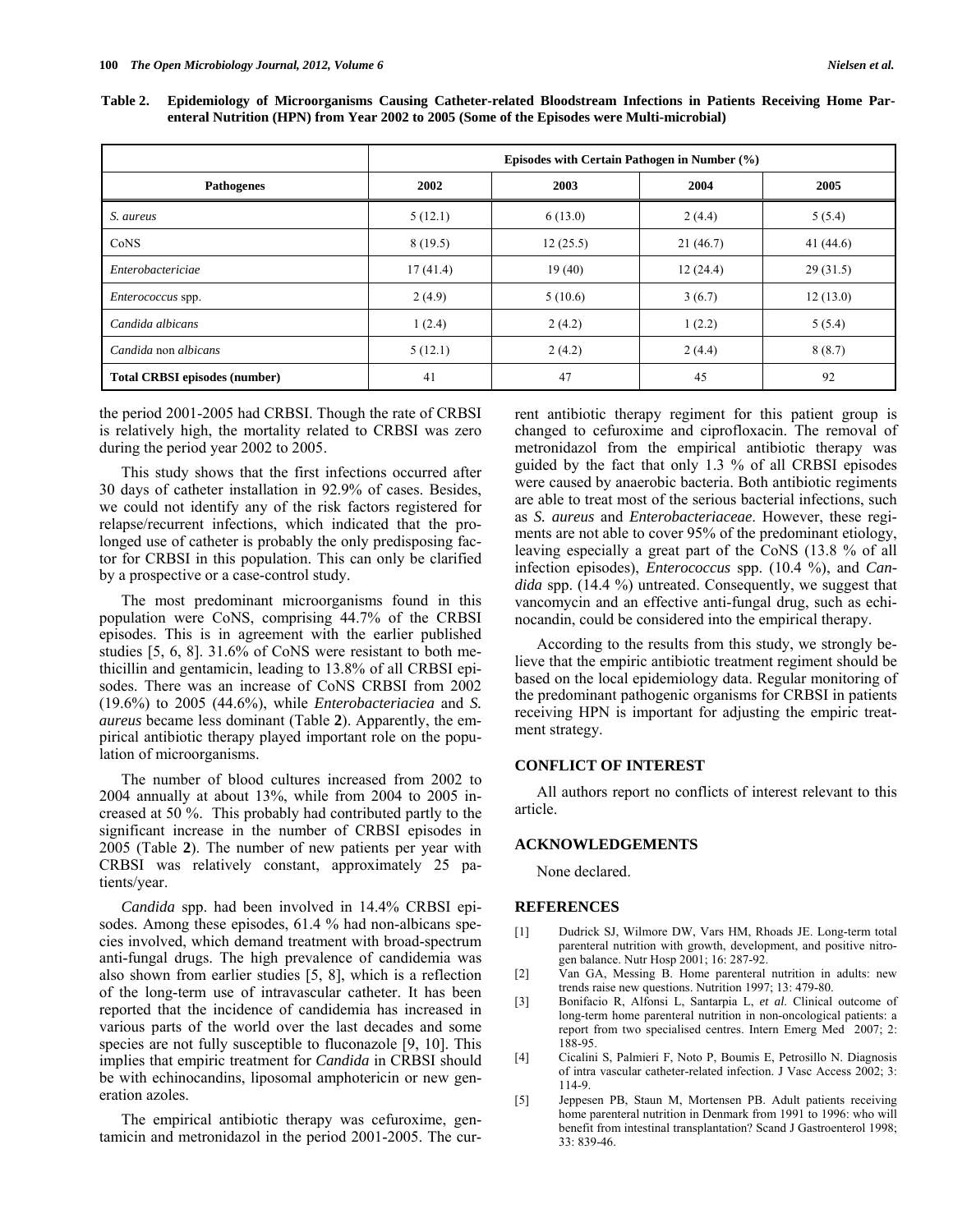**Table 2. Epidemiology of Microorganisms Causing Catheter-related Bloodstream Infections in Patients Receiving Home Parenteral Nutrition (HPN) from Year 2002 to 2005 (Some of the Episodes were Multi-microbial)**

| | Episodes with Certain Pathogen in Number (%) | | | |
|---|---|---|---|---|
| **Pathogenes** | **2002** | **2003** | **2004** | **2005** |
| *S. aureus* | 5 (12.1) | 6 (13.0) | 2 (4.4) | 5 (5.4) |
| CoNS | 8 (19.5) | 12 (25.5) | 21 (46.7) | 41 (44.6) |
| *Enterobactericiae* | 17 (41.4) | 19 (40) | 12 (24.4) | 29 (31.5) |
| *Enterococcus* spp. | 2 (4.9) | 5 (10.6) | 3 (6.7) | 12 (13.0) |
| *Candida albicans* | 1 (2.4) | 2 (4.2) | 1 (2.2) | 5 (5.4) |
| *Candida* non *albicans* | 5 (12.1) | 2 (4.2) | 2 (4.4) | 8 (8.7) |
| **Total CRBSI episodes (number)** | 41 | 47 | 45 | 92 |

the period 2001-2005 had CRBSI. Though the rate of CRBSI is relatively high, the mortality related to CRBSI was zero during the period year 2002 to 2005.

This study shows that the first infections occurred after 30 days of catheter installation in 92.9% of cases. Besides, we could not identify any of the risk factors registered for relapse/recurrent infections, which indicated that the prolonged use of catheter is probably the only predisposing factor for CRBSI in this population. This can only be clarified by a prospective or a case-control study.

The most predominant microorganisms found in this population were CoNS, comprising 44.7% of the CRBSI episodes. This is in agreement with the earlier published studies [5, 6, 8]. 31.6% of CoNS were resistant to both methicillin and gentamicin, leading to 13.8% of all CRBSI episodes. There was an increase of CoNS CRBSI from 2002 (19.6%) to 2005 (44.6%), while *Enterobacteriaciea* and *S. aureus* became less dominant (Table **2**). Apparently, the empirical antibiotic therapy played important role on the population of microorganisms.

The number of blood cultures increased from 2002 to 2004 annually at about 13%, while from 2004 to 2005 increased at 50 %. This probably had contributed partly to the significant increase in the number of CRBSI episodes in 2005 (Table **2**). The number of new patients per year with CRBSI was relatively constant, approximately 25 patients/year.

*Candida* spp. had been involved in 14.4% CRBSI episodes. Among these episodes, 61.4 % had non-albicans species involved, which demand treatment with broad-spectrum anti-fungal drugs. The high prevalence of candidemia was also shown from earlier studies [5, 8], which is a reflection of the long-term use of intravascular catheter. It has been reported that the incidence of candidemia has increased in various parts of the world over the last decades and some species are not fully susceptible to fluconazole [9, 10]. This implies that empiric treatment for *Candida* in CRBSI should be with echinocandins, liposomal amphotericin or new generation azoles.

The empirical antibiotic therapy was cefuroxime, gentamicin and metronidazol in the period 2001-2005. The current antibiotic therapy regiment for this patient group is changed to cefuroxime and ciprofloxacin. The removal of metronidazol from the empirical antibiotic therapy was guided by the fact that only 1.3 % of all CRBSI episodes were caused by anaerobic bacteria. Both antibiotic regiments are able to treat most of the serious bacterial infections, such as *S. aureus* and *Enterobacteriaceae*. However, these regiments are not able to cover 95% of the predominant etiology, leaving especially a great part of the CoNS (13.8 % of all infection episodes), *Enterococcus* spp. (10.4 %), and *Candida* spp. (14.4 %) untreated. Consequently, we suggest that vancomycin and an effective anti-fungal drug, such as echinocandin, could be considered into the empirical therapy.

According to the results from this study, we strongly believe that the empiric antibiotic treatment regiment should be based on the local epidemiology data. Regular monitoring of the predominant pathogenic organisms for CRBSI in patients receiving HPN is important for adjusting the empiric treatment strategy.

## CONFLICT OF INTEREST

All authors report no conflicts of interest relevant to this article.

## ACKNOWLEDGEMENTS

None declared.

## REFERENCES

[1] Dudrick SJ, Wilmore DW, Vars HM, Rhoads JE. Long-term total parenteral nutrition with growth, development, and positive nitrogen balance. Nutr Hosp 2001; 16: 287-92.

[2] Van GA, Messing B. Home parenteral nutrition in adults: new trends raise new questions. Nutrition 1997; 13: 479-80.

[3] Bonifacio R, Alfonsi L, Santarpia L, *et al*. Clinical outcome of long-term home parenteral nutrition in non-oncological patients: a report from two specialised centres. Intern Emerg Med 2007; 2: 188-95.

[4] Cicalini S, Palmieri F, Noto P, Boumis E, Petrosillo N. Diagnosis of intra vascular catheter-related infection. J Vasc Access 2002; 3: 114-9.

[5] Jeppesen PB, Staun M, Mortensen PB. Adult patients receiving home parenteral nutrition in Denmark from 1991 to 1996: who will benefit from intestinal transplantation? Scand J Gastroenterol 1998; 33: 839-46.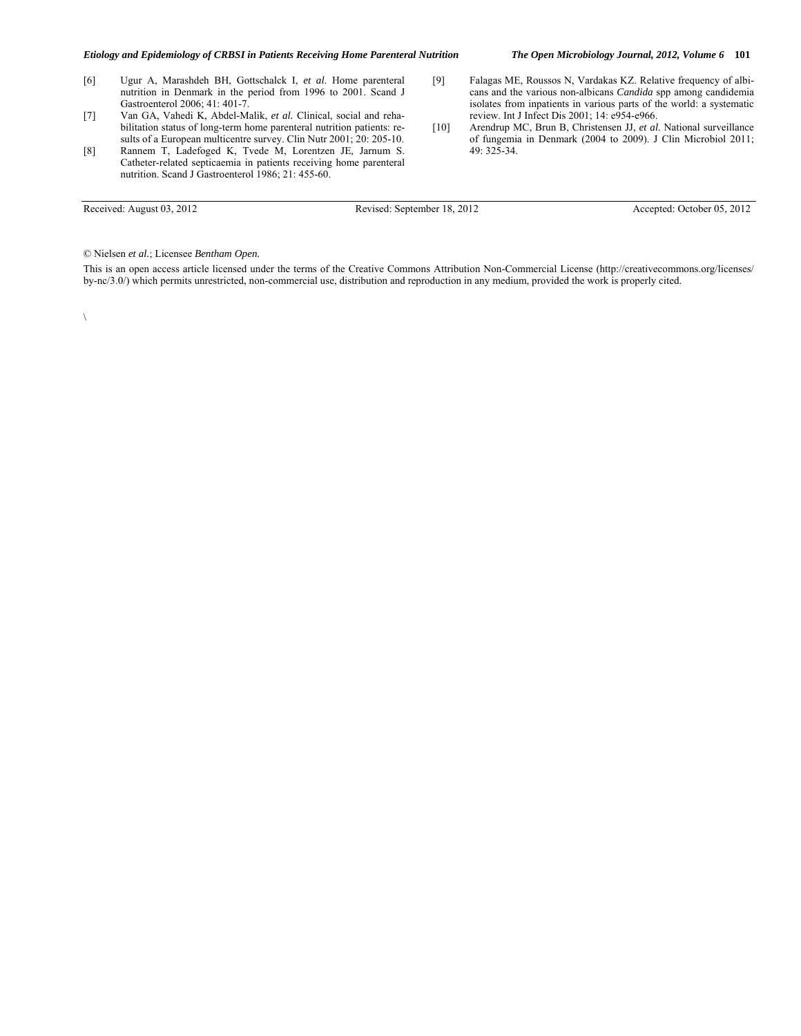[6] Ugur A, Marashdeh BH, Gottschalck I, *et al*. Home parenteral nutrition in Denmark in the period from 1996 to 2001. Scand J Gastroenterol 2006; 41: 401-7.

[7] Van GA, Vahedi K, Abdel-Malik, *et al.* Clinical, social and rehabilitation status of long-term home parenteral nutrition patients: results of a European multicentre survey. Clin Nutr 2001; 20: 205-10.

[8] Rannem T, Ladefoged K, Tvede M, Lorentzen JE, Jarnum S. Catheter-related septicaemia in patients receiving home parenteral nutrition. Scand J Gastroenterol 1986; 21: 455-60.

[9] Falagas ME, Roussos N, Vardakas KZ. Relative frequency of albicans and the various non-albicans *Candida* spp among candidemia isolates from inpatients in various parts of the world: a systematic review. Int J Infect Dis 2001; 14: e954-e966.

[10] Arendrup MC, Brun B, Christensen JJ, *et al*. National surveillance of fungemia in Denmark (2004 to 2009). J Clin Microbiol 2011; 49: 325-34.

Received: August 03, 2012 | Revised: September 18, 2012 | Accepted: October 05, 2012

© Nielsen *et al.*; Licensee *Bentham Open.*

This is an open access article licensed under the terms of the Creative Commons Attribution Non-Commercial License (http://creativecommons.org/licenses/by-nc/3.0/) which permits unrestricted, non-commercial use, distribution and reproduction in any medium, provided the work is properly cited.

\